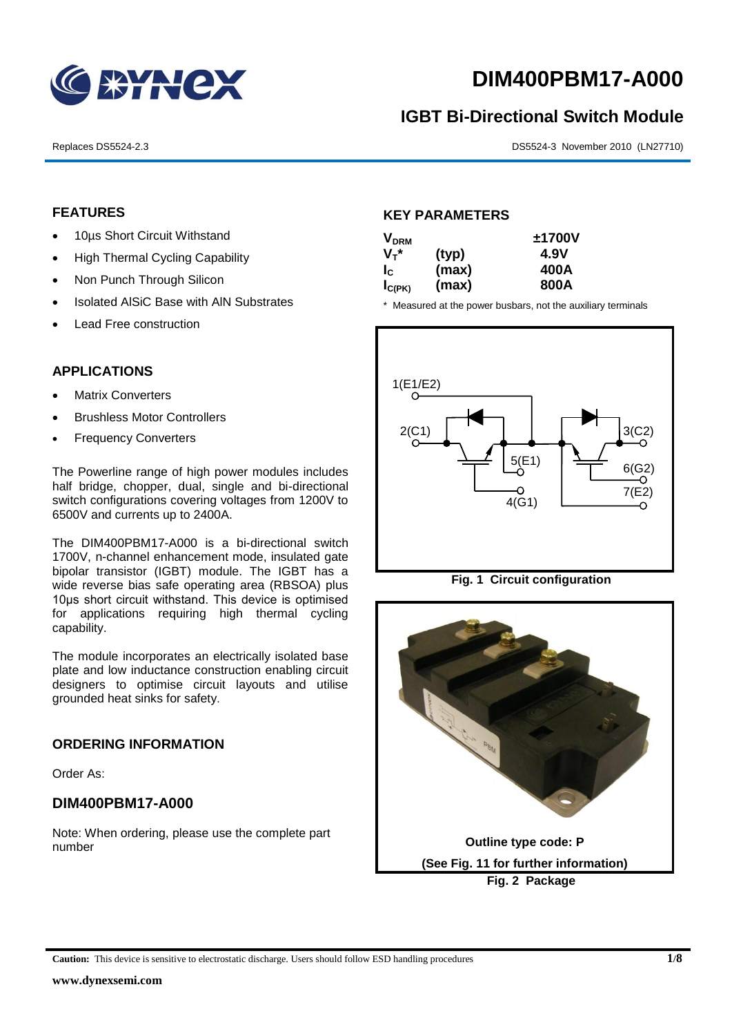# DIM400PBM17-A000

## IGBT Bi-Directional Switch Module

Replaces DS5524-2.3

DS5524-3 November 2010 (LN27710)

### FEATURES

- 10µs Short Circuit Withstand
- High Thermal Cycling Capability
- Non Punch Through Silicon
- Isolated AlSiC Base with AlN Substrates
- Lead Free construction

### APPLICATIONS

- Matrix Converters
- Brushless Motor Controllers
- Frequency Converters

The Powerline range of high power modules includes half bridge, chopper, dual, single and bi-directional switch configurations covering voltages from 1200V to 6500V and currents up to 2400A.

The DIM400PBM17-A000 is a bi-directional switch 1700V, n-channel enhancement mode, insulated gate bipolar transistor (IGBT) module. The IGBT has a wide reverse bias safe operating area (RBSOA) plus 10µs short circuit withstand. This device is optimised for applications requiring high thermal cycling capability.

The module incorporates an electrically isolated base plate and low inductance construction enabling circuit designers to optimise circuit layouts and utilise grounded heat sinks for safety.

### ORDERING INFORMATION

Order As:

### DIM400PBM17-A000

Note: When ordering, please use the complete part number

### KEY PARAMETERS

| | | |
|---|---|---|
| $V_{DRM}$ | | ±1700V |
| $V_T$* | (typ) | 4.9V |
| $I_C$ | (max) | 400A |
| $I_{C(PK)}$ | (max) | 800A |

\* Measured at the power busbars, not the auxiliary terminals

1(E1/E2) 2(C1) 3(C2) 5(E1) 6(G2) 7(E2) 4(G1)

**Fig. 1 Circuit configuration**

**Outline type code: P**

**(See Fig. 11 for further information)**

**Fig. 2 Package**

**Caution:** This device is sensitive to electrostatic discharge. Users should follow ESD handling procedures

www.dynexsemi.com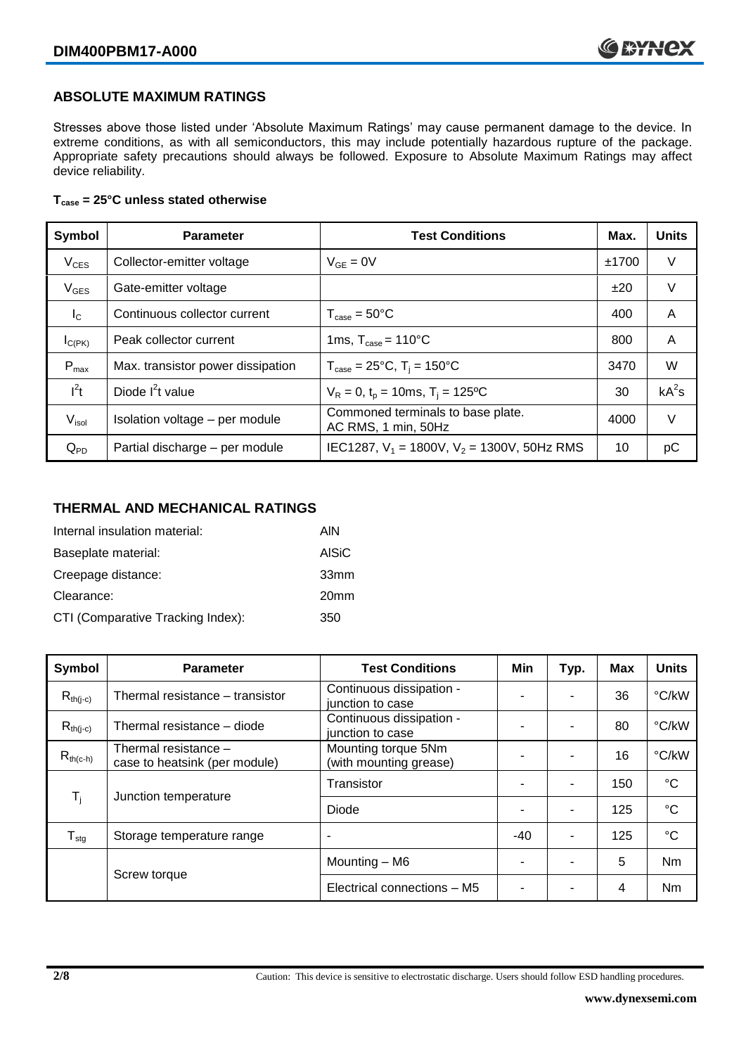## ABSOLUTE MAXIMUM RATINGS

Stresses above those listed under 'Absolute Maximum Ratings' may cause permanent damage to the device. In extreme conditions, as with all semiconductors, this may include potentially hazardous rupture of the package. Appropriate safety precautions should always be followed. Exposure to Absolute Maximum Ratings may affect device reliability.

**$T_{case}$ = 25°C unless stated otherwise**

| Symbol | Parameter | Test Conditions | Max. | Units |
|---|---|---|---|---|
| $V_{CES}$ | Collector-emitter voltage | $V_{GE}$ = 0V | ±1700 | V |
| $V_{GES}$ | Gate-emitter voltage | | ±20 | V |
| $I_C$ | Continuous collector current | $T_{case}$ = 50°C | 400 | A |
| $I_{C(PK)}$ | Peak collector current | 1ms, $T_{case}$ = 110°C | 800 | A |
| $P_{max}$ | Max. transistor power dissipation | $T_{case}$ = 25°C, $T_j$ = 150°C | 3470 | W |
| $I^2t$ | Diode $I^2t$ value | $V_R$ = 0, $t_p$ = 10ms, $T_j$ = 125ºC | 30 | $kA^2s$ |
| $V_{isol}$ | Isolation voltage – per module | Commoned terminals to base plate. AC RMS, 1 min, 50Hz | 4000 | V |
| $Q_{PD}$ | Partial discharge – per module | IEC1287, $V_1$ = 1800V, $V_2$ = 1300V, 50Hz RMS | 10 | pC |

## THERMAL AND MECHANICAL RATINGS

Internal insulation material: AlN

Baseplate material: AlSiC

Creepage distance: 33mm

Clearance: 20mm

CTI (Comparative Tracking Index): 350

| Symbol | Parameter | Test Conditions | Min | Typ. | Max | Units |
|---|---|---|---|---|---|---|
| $R_{th(j-c)}$ | Thermal resistance – transistor | Continuous dissipation - junction to case | - | - | 36 | °C/kW |
| $R_{th(j-c)}$ | Thermal resistance – diode | Continuous dissipation - junction to case | - | - | 80 | °C/kW |
| $R_{th(c-h)}$ | Thermal resistance – case to heatsink (per module) | Mounting torque 5Nm (with mounting grease) | - | - | 16 | °C/kW |
| $T_j$ | Junction temperature | Transistor | - | - | 150 | °C |
| | | Diode | - | - | 125 | °C |
| $T_{stg}$ | Storage temperature range | - | -40 | - | 125 | °C |
| | Screw torque | Mounting – M6 | - | - | 5 | Nm |
| | | Electrical connections – M5 | - | - | 4 | Nm |

Caution: This device is sensitive to electrostatic discharge. Users should follow ESD handling procedures.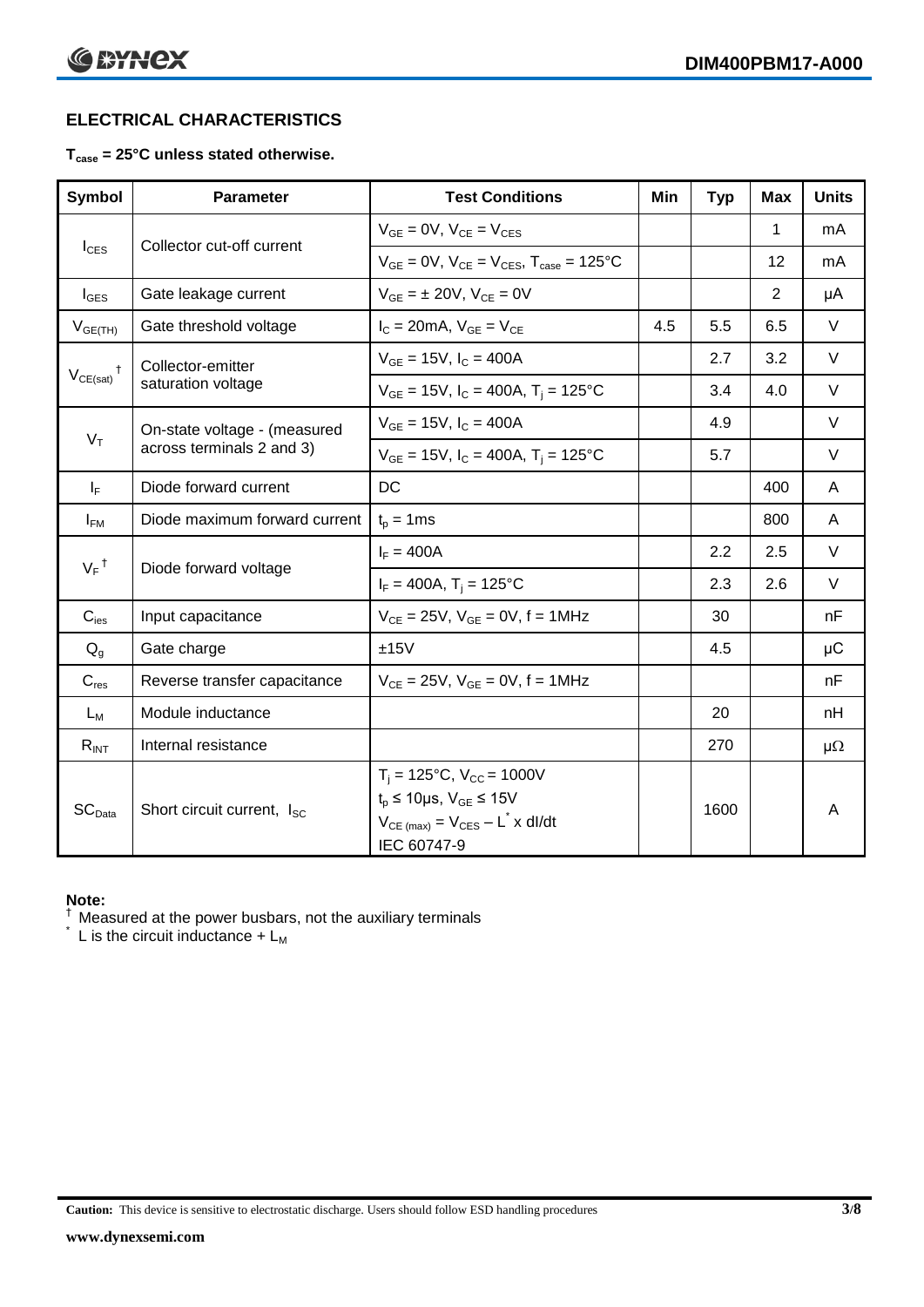## ELECTRICAL CHARACTERISTICS

**$T_{case}$ = 25°C unless stated otherwise.**

| Symbol | Parameter | Test Conditions | Min | Typ | Max | Units |
|---|---|---|---|---|---|---|
| $I_{CES}$ | Collector cut-off current | $V_{GE}$ = 0V, $V_{CE}$ = $V_{CES}$ | | | 1 | mA |
| | | $V_{GE}$ = 0V, $V_{CE}$ = $V_{CES}$, $T_{case}$ = 125°C | | | 12 | mA |
| $I_{GES}$ | Gate leakage current | $V_{GE}$ = ± 20V, $V_{CE}$ = 0V | | | 2 | μA |
| $V_{GE(TH)}$ | Gate threshold voltage | $I_C$ = 20mA, $V_{GE}$ = $V_{CE}$ | 4.5 | 5.5 | 6.5 | V |
| $V_{CE(sat)}$ † | Collector-emitter saturation voltage | $V_{GE}$ = 15V, $I_C$ = 400A | | 2.7 | 3.2 | V |
| | | $V_{GE}$ = 15V, $I_C$ = 400A, $T_j$ = 125°C | | 3.4 | 4.0 | V |
| $V_T$ | On-state voltage - (measured across terminals 2 and 3) | $V_{GE}$ = 15V, $I_C$ = 400A | | 4.9 | | V |
| | | $V_{GE}$ = 15V, $I_C$ = 400A, $T_j$ = 125°C | | 5.7 | | V |
| $I_F$ | Diode forward current | DC | | | 400 | A |
| $I_{FM}$ | Diode maximum forward current | $t_p$ = 1ms | | | 800 | A |
| $V_F$ † | Diode forward voltage | $I_F$ = 400A | | 2.2 | 2.5 | V |
| | | $I_F$ = 400A, $T_j$ = 125°C | | 2.3 | 2.6 | V |
| $C_{ies}$ | Input capacitance | $V_{CE}$ = 25V, $V_{GE}$ = 0V, f = 1MHz | | 30 | | nF |
| $Q_g$ | Gate charge | ±15V | | 4.5 | | μC |
| $C_{res}$ | Reverse transfer capacitance | $V_{CE}$ = 25V, $V_{GE}$ = 0V, f = 1MHz | | | | nF |
| $L_M$ | Module inductance | | | 20 | | nH |
| $R_{INT}$ | Internal resistance | | | 270 | | μΩ |
| $SC_{Data}$ | Short circuit current, $I_{SC}$ | $T_j$ = 125°C, $V_{CC}$ = 1000V<br>$t_p$ ≤ 10μs, $V_{GE}$ ≤ 15V<br>$V_{CE\,(max)} = V_{CES} - L^* \times dI/dt$<br>IEC 60747-9 | | 1600 | | A |

**Note:**

† Measured at the power busbars, not the auxiliary terminals

\* L is the circuit inductance + $L_M$

**Caution:** This device is sensitive to electrostatic discharge. Users should follow ESD handling procedures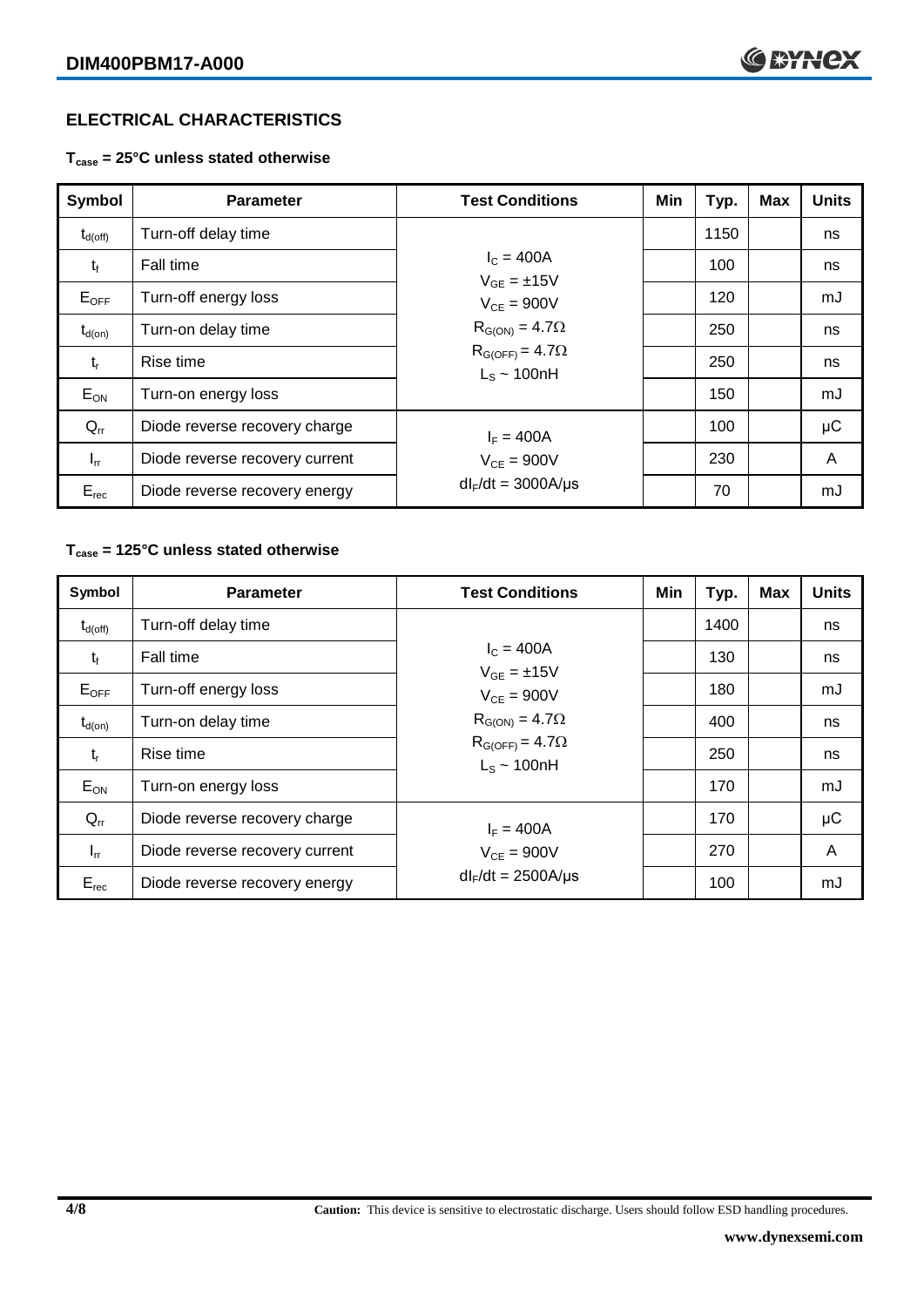## ELECTRICAL CHARACTERISTICS

**$T_{case}$ = 25°C unless stated otherwise**

| Symbol | Parameter | Test Conditions | Min | Typ. | Max | Units |
|---|---|---|---|---|---|---|
| $t_{d(off)}$ | Turn-off delay time | $I_C$ = 400A<br>$V_{GE}$ = ±15V<br>$V_{CE}$ = 900V<br>$R_{G(ON)}$ = 4.7Ω<br>$R_{G(OFF)}$ = 4.7Ω<br>$L_S$ ~ 100nH | | 1150 | | ns |
| $t_f$ | Fall time | | | 100 | | ns |
| $E_{OFF}$ | Turn-off energy loss | | | 120 | | mJ |
| $t_{d(on)}$ | Turn-on delay time | | | 250 | | ns |
| $t_r$ | Rise time | | | 250 | | ns |
| $E_{ON}$ | Turn-on energy loss | | | 150 | | mJ |
| $Q_{rr}$ | Diode reverse recovery charge | $I_F$ = 400A<br>$V_{CE}$ = 900V<br>$dI_F/dt$ = 3000A/μs | | 100 | | μC |
| $I_{rr}$ | Diode reverse recovery current | | | 230 | | A |
| $E_{rec}$ | Diode reverse recovery energy | | | 70 | | mJ |

**$T_{case}$ = 125°C unless stated otherwise**

| Symbol | Parameter | Test Conditions | Min | Typ. | Max | Units |
|---|---|---|---|---|---|---|
| $t_{d(off)}$ | Turn-off delay time | $I_C$ = 400A<br>$V_{GE}$ = ±15V<br>$V_{CE}$ = 900V<br>$R_{G(ON)}$ = 4.7Ω<br>$R_{G(OFF)}$ = 4.7Ω<br>$L_S$ ~ 100nH | | 1400 | | ns |
| $t_f$ | Fall time | | | 130 | | ns |
| $E_{OFF}$ | Turn-off energy loss | | | 180 | | mJ |
| $t_{d(on)}$ | Turn-on delay time | | | 400 | | ns |
| $t_r$ | Rise time | | | 250 | | ns |
| $E_{ON}$ | Turn-on energy loss | | | 170 | | mJ |
| $Q_{rr}$ | Diode reverse recovery charge | $I_F$ = 400A<br>$V_{CE}$ = 900V<br>$dI_F/dt$ = 2500A/μs | | 170 | | μC |
| $I_{rr}$ | Diode reverse recovery current | | | 270 | | A |
| $E_{rec}$ | Diode reverse recovery energy | | | 100 | | mJ |

**Caution:** This device is sensitive to electrostatic discharge. Users should follow ESD handling procedures.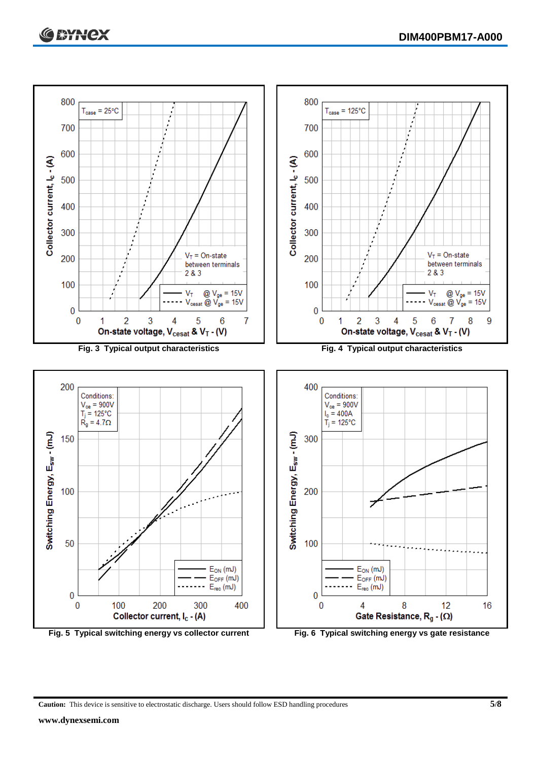Fig. 3 Typical output characteristics

Fig. 4 Typical output characteristics

Fig. 5 Typical switching energy vs collector current

Fig. 6 Typical switching energy vs gate resistance

**Caution:** This device is sensitive to electrostatic discharge. Users should follow ESD handling procedures

**www.dynexsemi.com**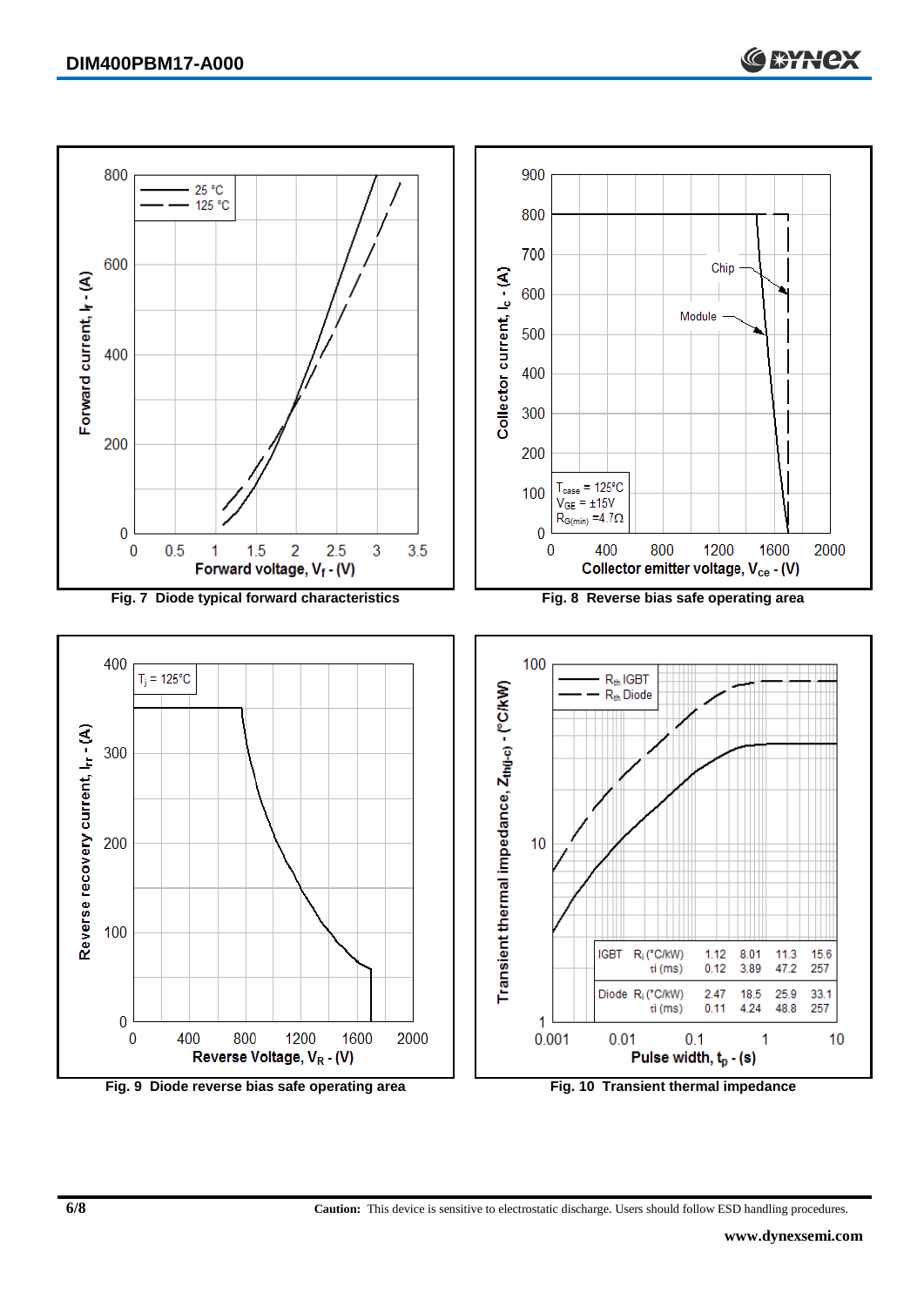Fig. 7 Diode typical forward characteristics

Fig. 8 Reverse bias safe operating area

Fig. 9 Diode reverse bias safe operating area

| | | | | | |
|---|---|---|---|---|---|
| IGBT | $R_i$ (°C/kW) | 1.12 | 8.01 | 11.3 | 15.6 |
| | τi (ms) | 0.12 | 3.89 | 47.2 | 257 |
| Diode | $R_i$ (°C/kW) | 2.47 | 18.5 | 25.9 | 33.1 |
| | τi (ms) | 0.11 | 4.24 | 48.8 | 257 |

Fig. 10 Transient thermal impedance

**Caution:** This device is sensitive to electrostatic discharge. Users should follow ESD handling procedures.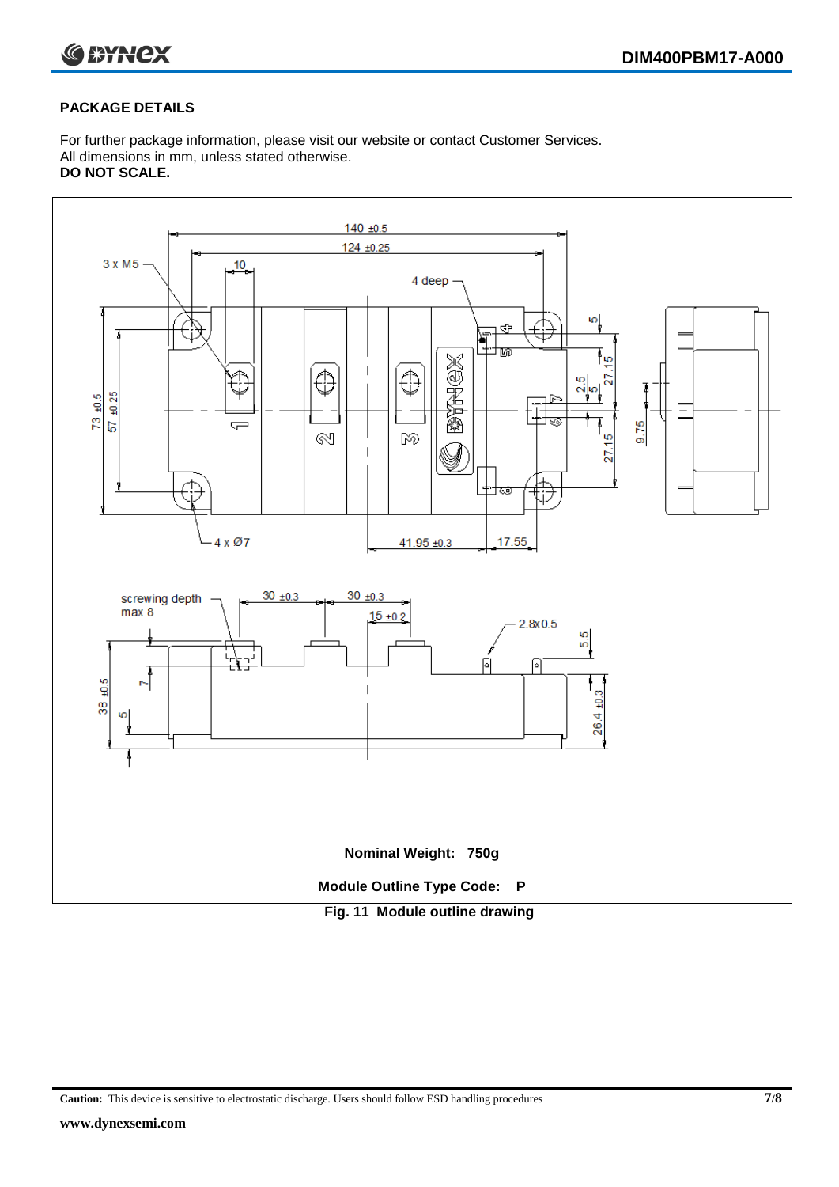## PACKAGE DETAILS

For further package information, please visit our website or contact Customer Services.
All dimensions in mm, unless stated otherwise.
**DO NOT SCALE.**

**Nominal Weight: 750g**

**Module Outline Type Code: P**

**Fig. 11 Module outline drawing**

**Caution:** This device is sensitive to electrostatic discharge. Users should follow ESD handling procedures

**www.dynexsemi.com**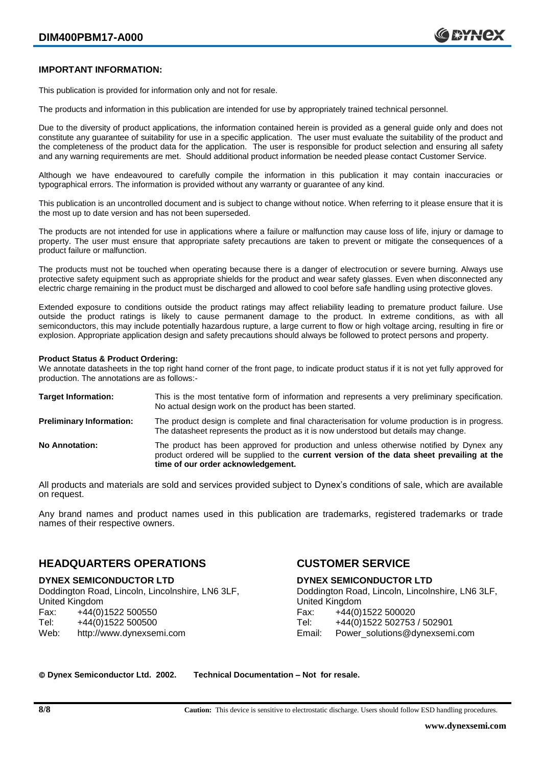**IMPORTANT INFORMATION:**

This publication is provided for information only and not for resale.

The products and information in this publication are intended for use by appropriately trained technical personnel.

Due to the diversity of product applications, the information contained herein is provided as a general guide only and does not constitute any guarantee of suitability for use in a specific application. The user must evaluate the suitability of the product and the completeness of the product data for the application. The user is responsible for product selection and ensuring all safety and any warning requirements are met. Should additional product information be needed please contact Customer Service.

Although we have endeavoured to carefully compile the information in this publication it may contain inaccuracies or typographical errors. The information is provided without any warranty or guarantee of any kind.

This publication is an uncontrolled document and is subject to change without notice. When referring to it please ensure that it is the most up to date version and has not been superseded.

The products are not intended for use in applications where a failure or malfunction may cause loss of life, injury or damage to property. The user must ensure that appropriate safety precautions are taken to prevent or mitigate the consequences of a product failure or malfunction.

The products must not be touched when operating because there is a danger of electrocution or severe burning. Always use protective safety equipment such as appropriate shields for the product and wear safety glasses. Even when disconnected any electric charge remaining in the product must be discharged and allowed to cool before safe handling using protective gloves.

Extended exposure to conditions outside the product ratings may affect reliability leading to premature product failure. Use outside the product ratings is likely to cause permanent damage to the product. In extreme conditions, as with all semiconductors, this may include potentially hazardous rupture, a large current to flow or high voltage arcing, resulting in fire or explosion. Appropriate application design and safety precautions should always be followed to protect persons and property.

**Product Status & Product Ordering:**

We annotate datasheets in the top right hand corner of the front page, to indicate product status if it is not yet fully approved for production. The annotations are as follows:-

| | |
|---|---|
| **Target Information:** | This is the most tentative form of information and represents a very preliminary specification. No actual design work on the product has been started. |
| **Preliminary Information:** | The product design is complete and final characterisation for volume production is in progress. The datasheet represents the product as it is now understood but details may change. |
| **No Annotation:** | The product has been approved for production and unless otherwise notified by Dynex any product ordered will be supplied to the **current version of the data sheet prevailing at the time of our order acknowledgement.** |

All products and materials are sold and services provided subject to Dynex's conditions of sale, which are available on request.

Any brand names and product names used in this publication are trademarks, registered trademarks or trade names of their respective owners.

## HEADQUARTERS OPERATIONS

**DYNEX SEMICONDUCTOR LTD**

Doddington Road, Lincoln, Lincolnshire, LN6 3LF, United Kingdom

Fax: +44(0)1522 500550

Tel: +44(0)1522 500500

Web: http://www.dynexsemi.com

## CUSTOMER SERVICE

**DYNEX SEMICONDUCTOR LTD**

Doddington Road, Lincoln, Lincolnshire, LN6 3LF, United Kingdom

Fax: +44(0)1522 500020

Tel: +44(0)1522 502753 / 502901

Email: Power_solutions@dynexsemi.com

**© Dynex Semiconductor Ltd. 2002. Technical Documentation – Not for resale.**

**Caution:** This device is sensitive to electrostatic discharge. Users should follow ESD handling procedures.